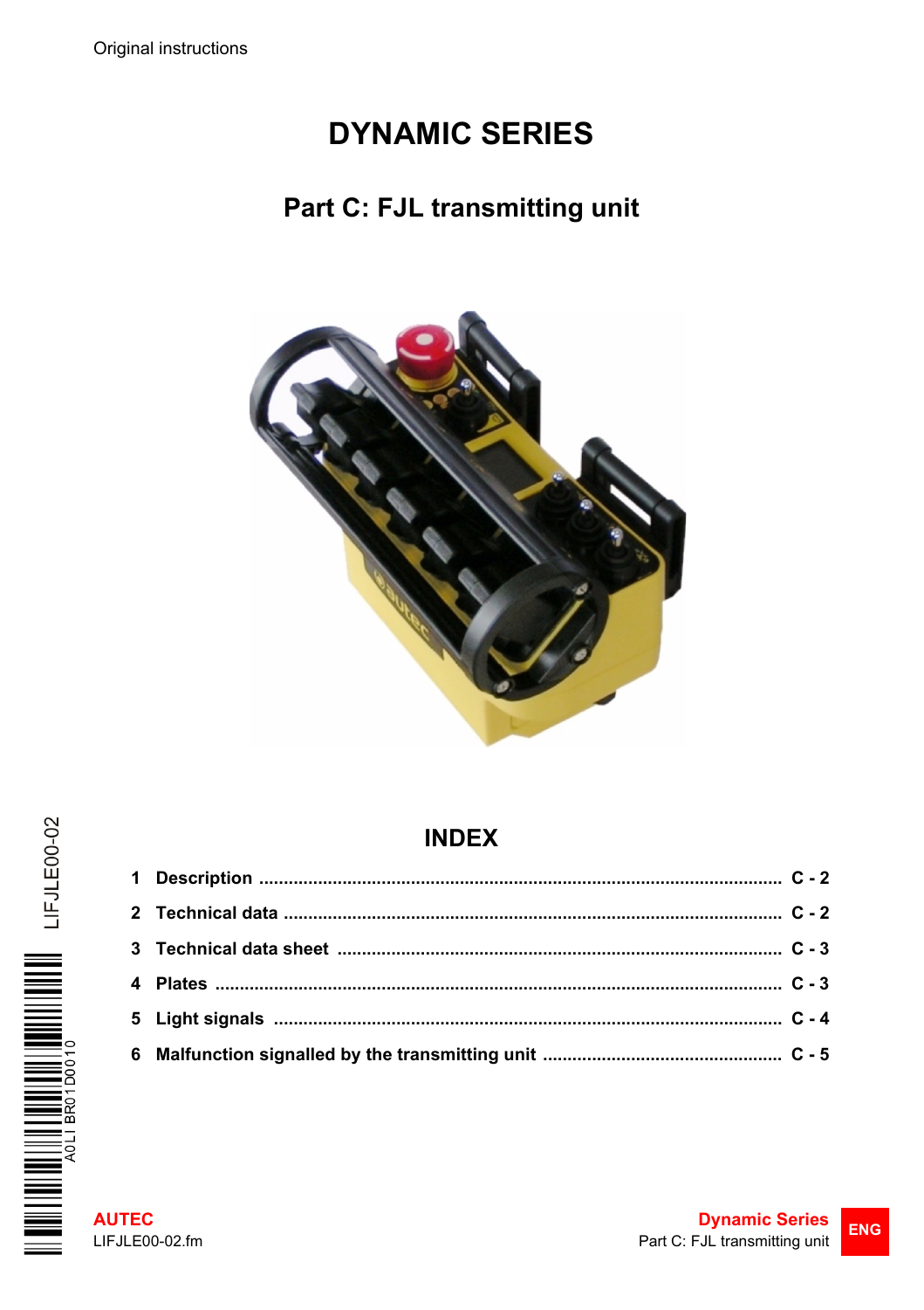Original instructions

# DYNAMIC SERIES

## Part C: FJL transmitting unit

## INDEX

1 **Description** ..................................................... C - 2

2 **Technical data** ..................................................... C - 2

3 **Technical data sheet** ..................................................... C - 3

4 **Plates** ..................................................... C - 3

5 **Light signals** ..................................................... C - 4

6 **Malfunction signalled by the transmitting unit** ..................................................... C - 5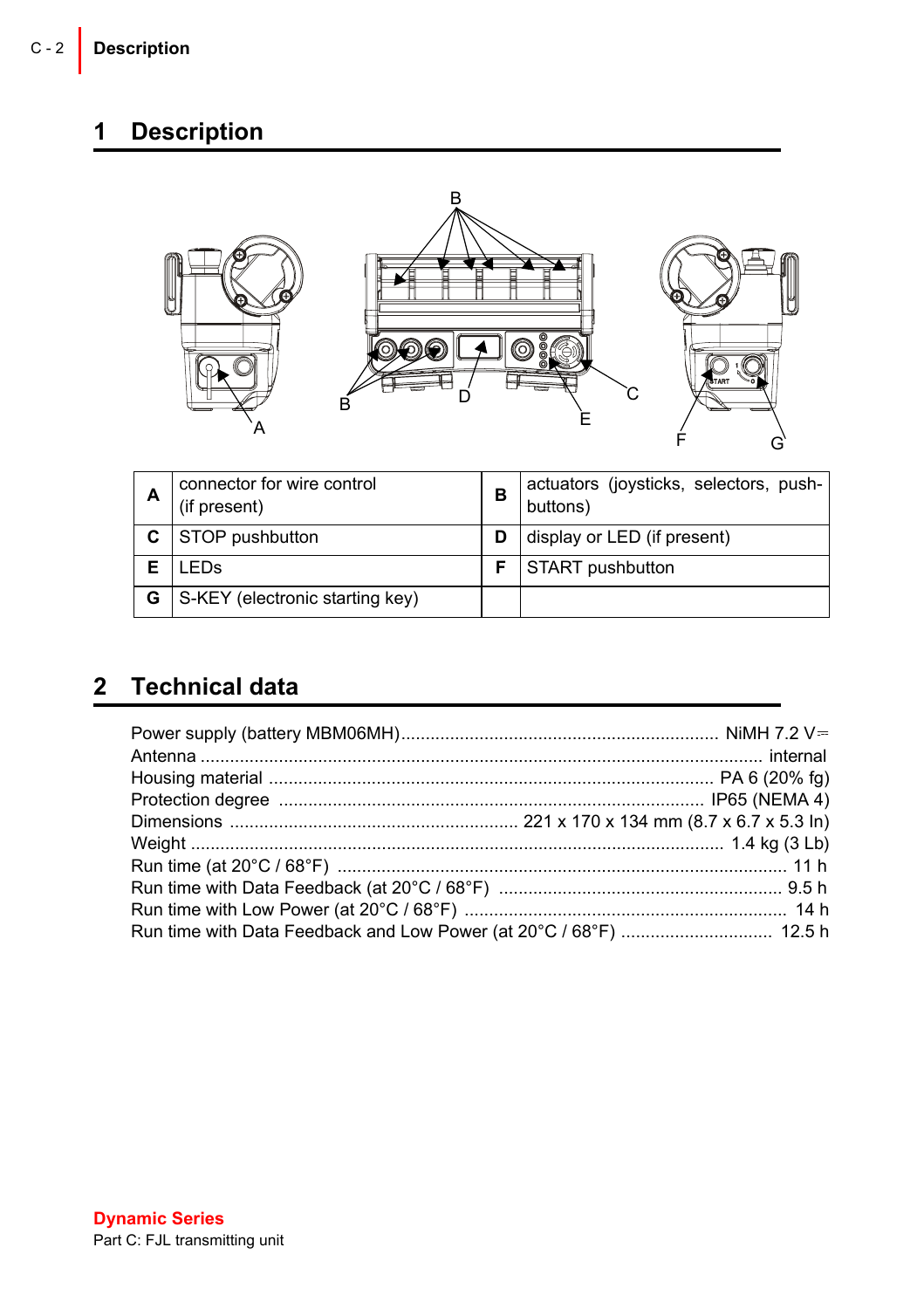# 1 Description

| A | connector for wire control (if present) | B | actuators (joysticks, selectors, push-buttons) |
|---|---|---|---|
| C | STOP pushbutton | D | display or LED (if present) |
| E | LEDs | F | START pushbutton |
| G | S-KEY (electronic starting key) | | |

# 2 Technical data

Power supply (battery MBM06MH) .......... NiMH 7.2 V⎓
Antenna .......... internal
Housing material .......... PA 6 (20% fg)
Protection degree .......... IP65 (NEMA 4)
Dimensions .......... 221 x 170 x 134 mm (8.7 x 6.7 x 5.3 In)
Weight .......... 1.4 kg (3 Lb)
Run time (at 20°C / 68°F) .......... 11 h
Run time with Data Feedback (at 20°C / 68°F) .......... 9.5 h
Run time with Low Power (at 20°C / 68°F) .......... 14 h
Run time with Data Feedback and Low Power (at 20°C / 68°F) .......... 12.5 h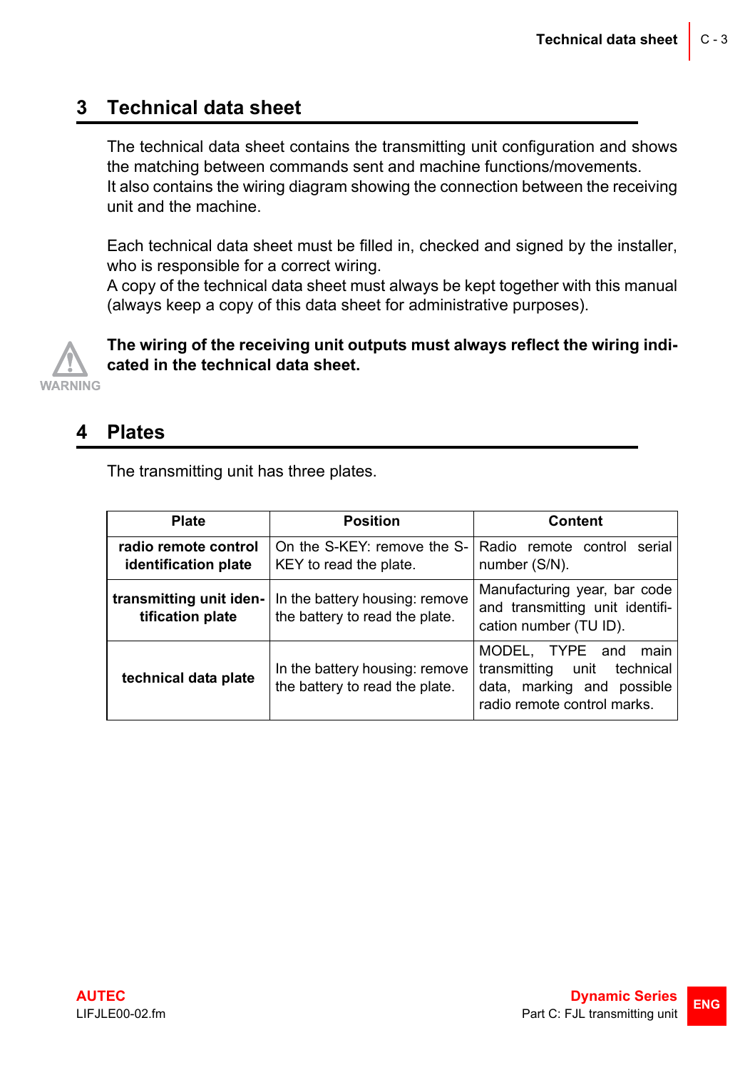## 3 Technical data sheet

The technical data sheet contains the transmitting unit configuration and shows the matching between commands sent and machine functions/movements.
It also contains the wiring diagram showing the connection between the receiving unit and the machine.

Each technical data sheet must be filled in, checked and signed by the installer, who is responsible for a correct wiring.
A copy of the technical data sheet must always be kept together with this manual (always keep a copy of this data sheet for administrative purposes).

WARNING

**The wiring of the receiving unit outputs must always reflect the wiring indicated in the technical data sheet.**

## 4 Plates

The transmitting unit has three plates.

| Plate | Position | Content |
|---|---|---|
| **radio remote control identification plate** | On the S-KEY: remove the S-KEY to read the plate. | Radio remote control serial number (S/N). |
| **transmitting unit identification plate** | In the battery housing: remove the battery to read the plate. | Manufacturing year, bar code and transmitting unit identification number (TU ID). |
| **technical data plate** | In the battery housing: remove the battery to read the plate. | MODEL, TYPE and main transmitting unit technical data, marking and possible radio remote control marks. |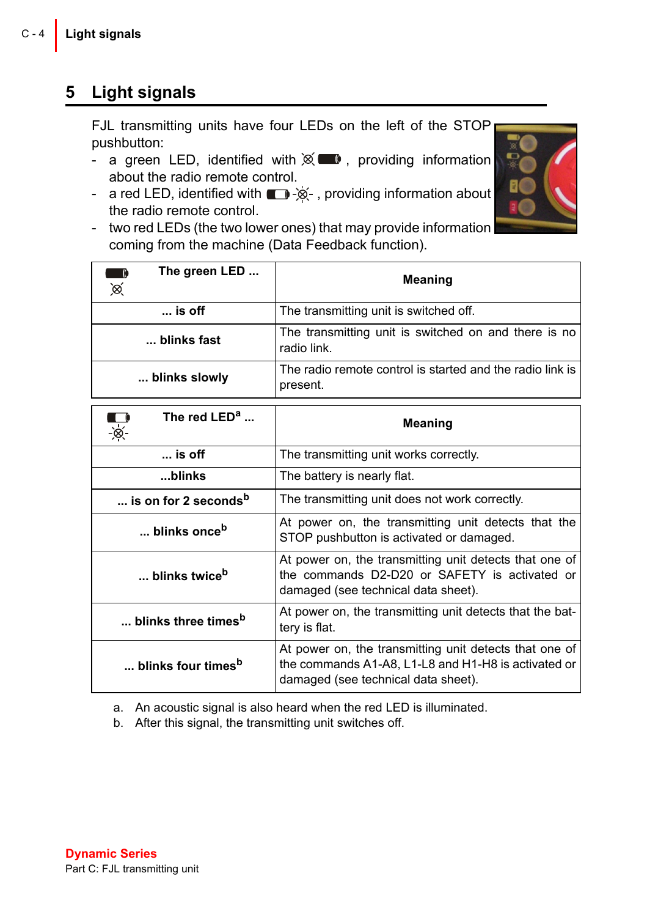## 5 Light signals

FJL transmitting units have four LEDs on the left of the STOP pushbutton:

- a green LED, identified with ⊗ , providing information about the radio remote control.
- a red LED, identified with -⊗- , providing information about the radio remote control.
- two red LEDs (the two lower ones) that may provide information coming from the machine (Data Feedback function).

| The green LED ... | Meaning |
|---|---|
| ... is off | The transmitting unit is switched off. |
| ... blinks fast | The transmitting unit is switched on and there is no radio link. |
| ... blinks slowly | The radio remote control is started and the radio link is present. |

| The red LED[a] ... | Meaning |
|---|---|
| ... is off | The transmitting unit works correctly. |
| ...blinks | The battery is nearly flat. |
| ... is on for 2 seconds[b] | The transmitting unit does not work correctly. |
| ... blinks once[b] | At power on, the transmitting unit detects that the STOP pushbutton is activated or damaged. |
| ... blinks twice[b] | At power on, the transmitting unit detects that one of the commands D2-D20 or SAFETY is activated or damaged (see technical data sheet). |
| ... blinks three times[b] | At power on, the transmitting unit detects that the battery is flat. |
| ... blinks four times[b] | At power on, the transmitting unit detects that one of the commands A1-A8, L1-L8 and H1-H8 is activated or damaged (see technical data sheet). |

a. An acoustic signal is also heard when the red LED is illuminated.
b. After this signal, the transmitting unit switches off.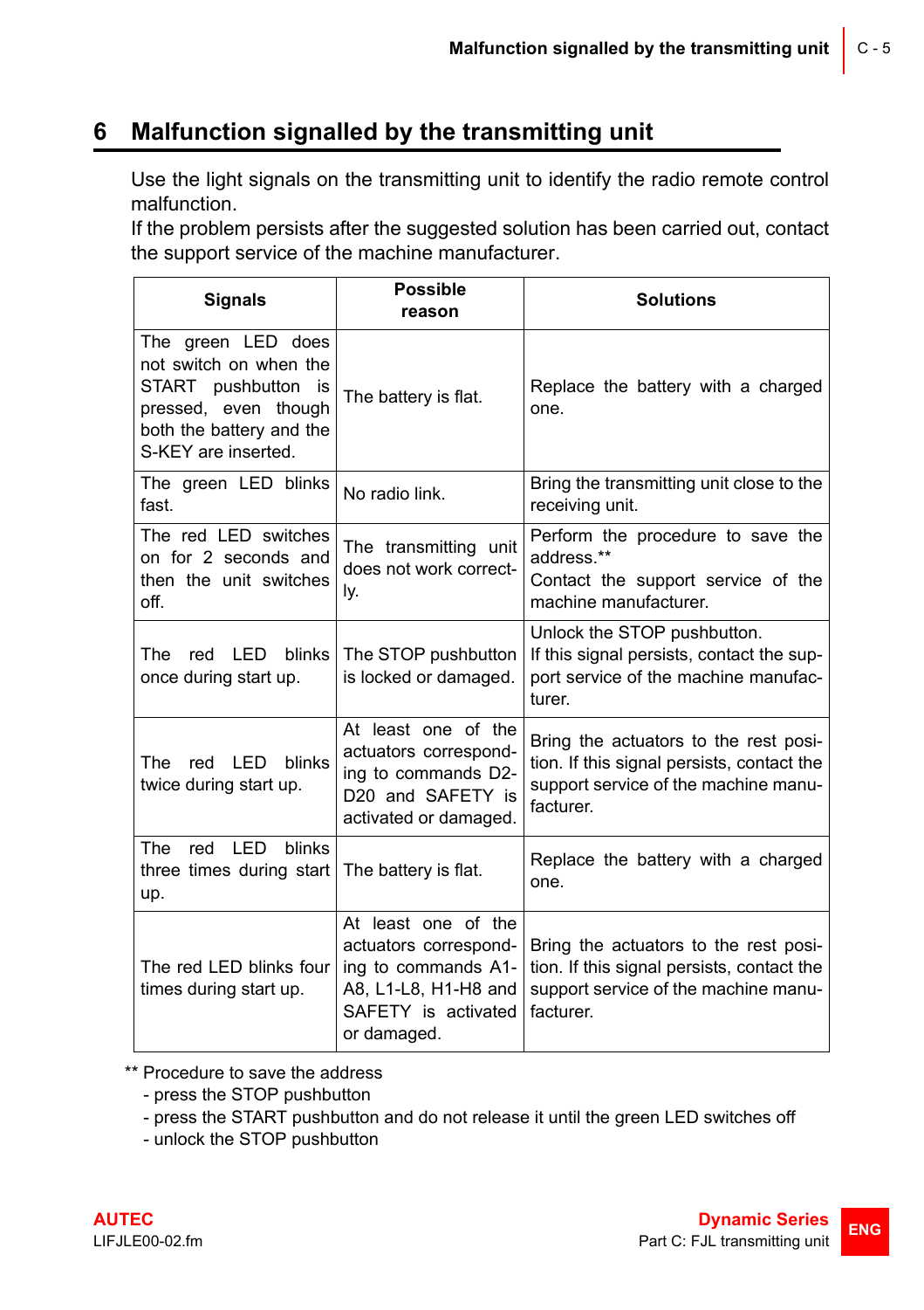# 6 Malfunction signalled by the transmitting unit

Use the light signals on the transmitting unit to identify the radio remote control malfunction.
If the problem persists after the suggested solution has been carried out, contact the support service of the machine manufacturer.

| Signals | Possible reason | Solutions |
|---|---|---|
| The green LED does not switch on when the START pushbutton is pressed, even though both the battery and the S-KEY are inserted. | The battery is flat. | Replace the battery with a charged one. |
| The green LED blinks fast. | No radio link. | Bring the transmitting unit close to the receiving unit. |
| The red LED switches on for 2 seconds and then the unit switches off. | The transmitting unit does not work correctly. | Perform the procedure to save the address.** Contact the support service of the machine manufacturer. |
| The red LED blinks once during start up. | The STOP pushbutton is locked or damaged. | Unlock the STOP pushbutton. If this signal persists, contact the support service of the machine manufacturer. |
| The red LED blinks twice during start up. | At least one of the actuators corresponding to commands D2-D20 and SAFETY is activated or damaged. | Bring the actuators to the rest position. If this signal persists, contact the support service of the machine manufacturer. |
| The red LED blinks three times during start up. | The battery is flat. | Replace the battery with a charged one. |
| The red LED blinks four times during start up. | At least one of the actuators corresponding to commands A1-A8, L1-L8, H1-H8 and SAFETY is activated or damaged. | Bring the actuators to the rest position. If this signal persists, contact the support service of the machine manufacturer. |

** Procedure to save the address
- press the STOP pushbutton
- press the START pushbutton and do not release it until the green LED switches off
- unlock the STOP pushbutton